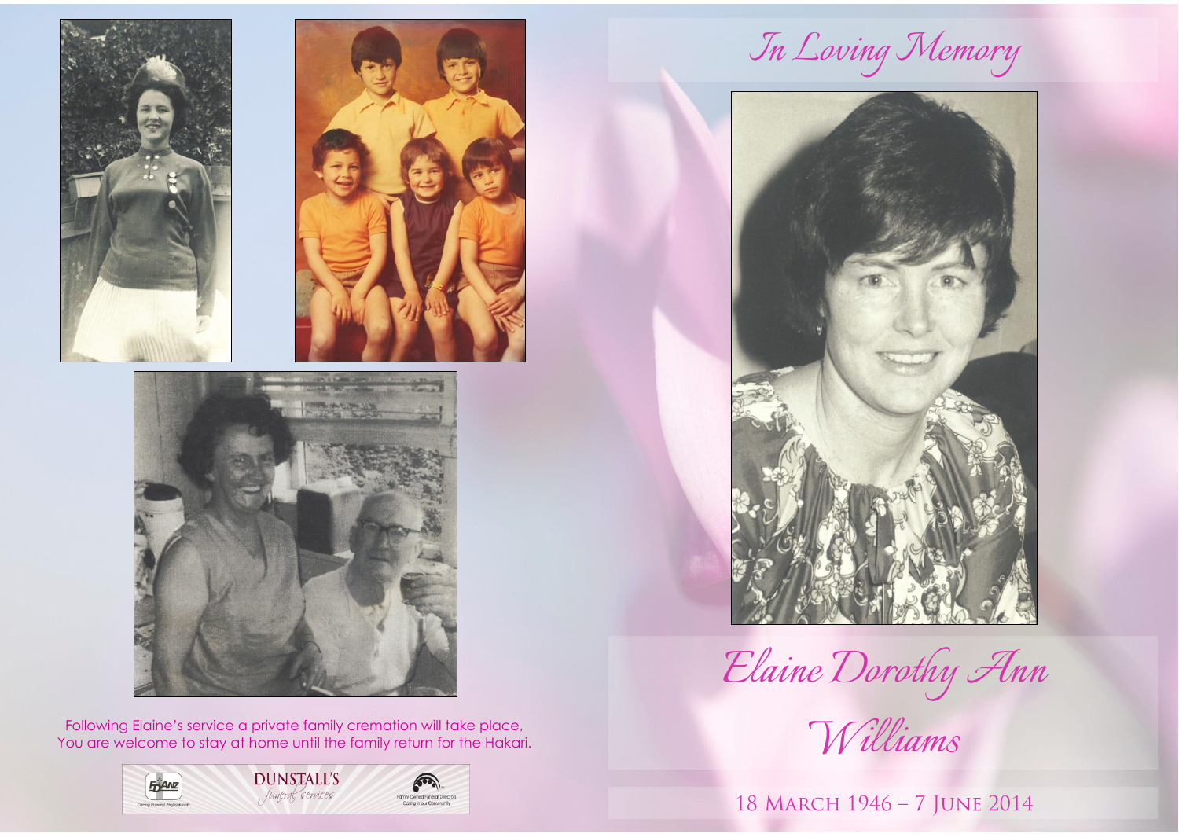# In Loving Memory

# Elaine Dorothy Ann Williams

18 March 1946 – 7 June 2014

Following Elaine's service a private family cremation will take place,
You are welcome to stay at home until the family return for the Hakari.

FDANZ Caring Funeral Professionals

DUNSTALL'S funeral services

Family Owned Funeral Directors Caring in our Community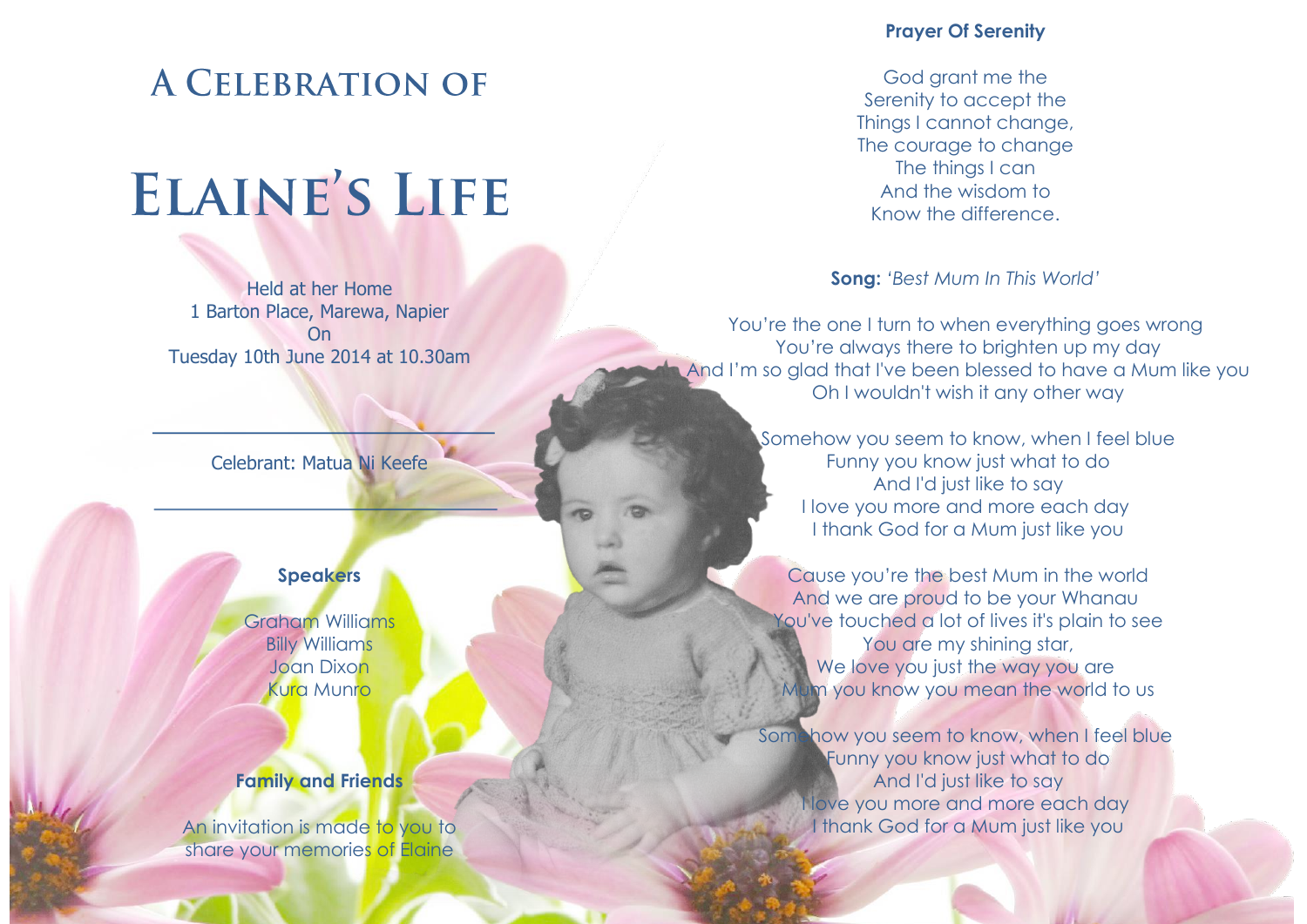# A Celebration of

# Elaine's Life

Held at her Home
1 Barton Place, Marewa, Napier
On
Tuesday 10th June 2014 at 10.30am

Celebrant: Matua Ni Keefe

**Speakers**

Graham Williams
Billy Williams
Joan Dixon
Kura Munro

**Family and Friends**

An invitation is made to you to
share your memories of Elaine

**Prayer Of Serenity**

God grant me the
Serenity to accept the
Things I cannot change,
The courage to change
The things I can
And the wisdom to
Know the difference.

**Song:** *'Best Mum In This World'*

You're the one I turn to when everything goes wrong
You're always there to brighten up my day
And I'm so glad that I've been blessed to have a Mum like you
Oh I wouldn't wish it any other way

Somehow you seem to know, when I feel blue
Funny you know just what to do
And I'd just like to say
I love you more and more each day
I thank God for a Mum just like you

Cause you're the best Mum in the world
And we are proud to be your Whanau
You've touched a lot of lives it's plain to see
You are my shining star,
We love you just the way you are
Mum you know you mean the world to us

Somehow you seem to know, when I feel blue
Funny you know just what to do
And I'd just like to say
I love you more and more each day
I thank God for a Mum just like you